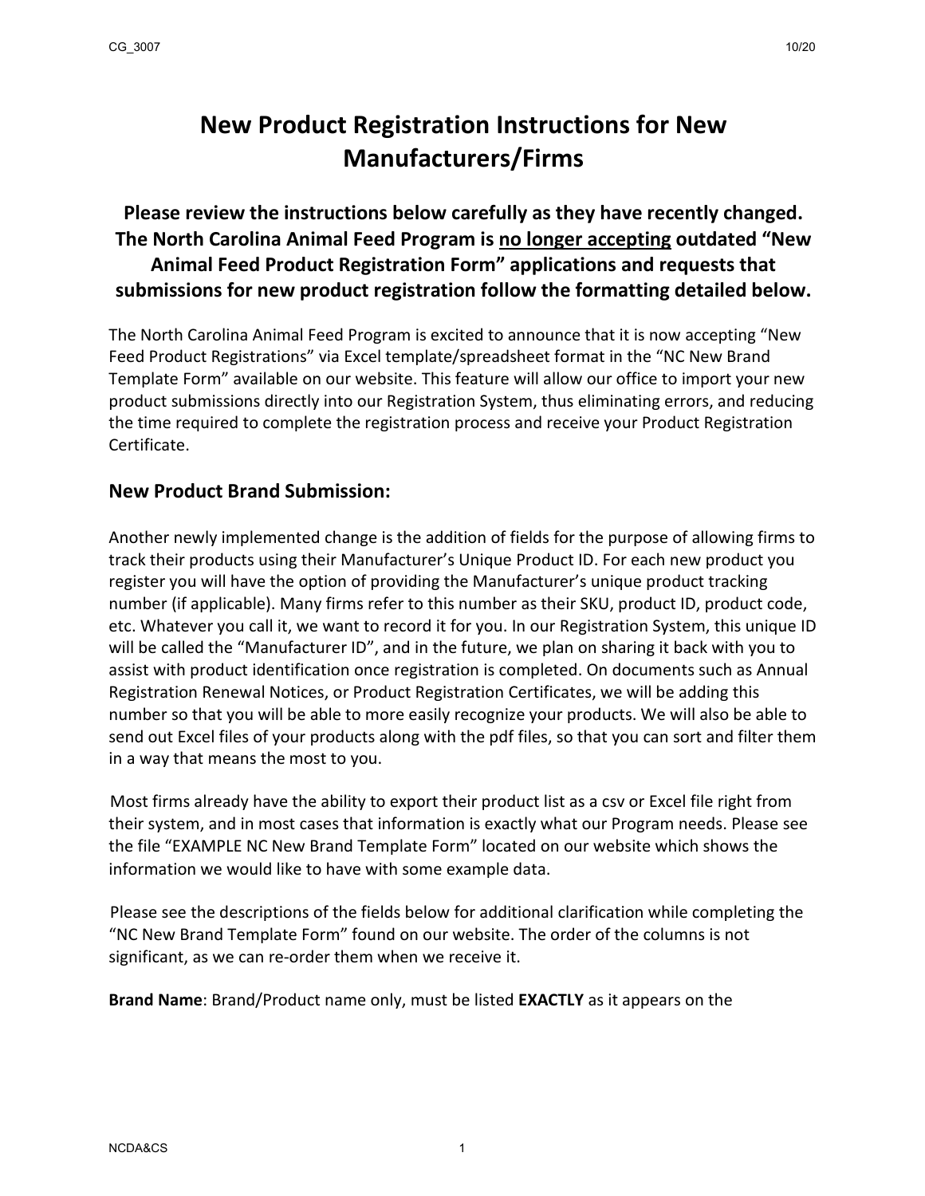# New Product Registration Instructions for New Manufacturers/Firms

## Please review the instructions below carefully as they have recently changed. The North Carolina Animal Feed Program is <u>no longer accepting</u> outdated "New Animal Feed Product Registration Form" applications and requests that submissions for new product registration follow the formatting detailed below.

The North Carolina Animal Feed Program is excited to announce that it is now accepting "New Feed Product Registrations" via Excel template/spreadsheet format in the "NC New Brand Template Form" available on our website. This feature will allow our office to import your new product submissions directly into our Registration System, thus eliminating errors, and reducing the time required to complete the registration process and receive your Product Registration Certificate.

### New Product Brand Submission:

Another newly implemented change is the addition of fields for the purpose of allowing firms to track their products using their Manufacturer's Unique Product ID. For each new product you register you will have the option of providing the Manufacturer's unique product tracking number (if applicable). Many firms refer to this number as their SKU, product ID, product code, etc. Whatever you call it, we want to record it for you. In our Registration System, this unique ID will be called the "Manufacturer ID", and in the future, we plan on sharing it back with you to assist with product identification once registration is completed. On documents such as Annual Registration Renewal Notices, or Product Registration Certificates, we will be adding this number so that you will be able to more easily recognize your products. We will also be able to send out Excel files of your products along with the pdf files, so that you can sort and filter them in a way that means the most to you.

Most firms already have the ability to export their product list as a csv or Excel file right from their system, and in most cases that information is exactly what our Program needs. Please see the file "EXAMPLE NC New Brand Template Form" located on our website which shows the information we would like to have with some example data.

Please see the descriptions of the fields below for additional clarification while completing the "NC New Brand Template Form" found on our website. The order of the columns is not significant, as we can re-order them when we receive it.

**Brand Name**: Brand/Product name only, must be listed **EXACTLY** as it appears on the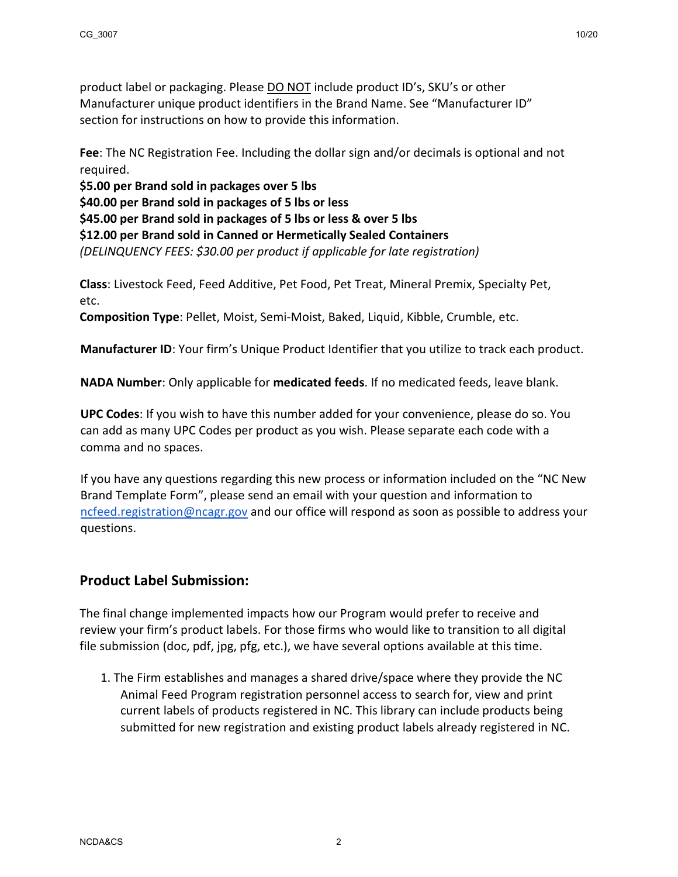product label or packaging. Please DO NOT include product ID's, SKU's or other Manufacturer unique product identifiers in the Brand Name. See "Manufacturer ID" section for instructions on how to provide this information.

**Fee**: The NC Registration Fee. Including the dollar sign and/or decimals is optional and not required.
**$5.00 per Brand sold in packages over 5 lbs**
**$40.00 per Brand sold in packages of 5 lbs or less**
**$45.00 per Brand sold in packages of 5 lbs or less & over 5 lbs**
**$12.00 per Brand sold in Canned or Hermetically Sealed Containers**
*(DELINQUENCY FEES: $30.00 per product if applicable for late registration)*

**Class**: Livestock Feed, Feed Additive, Pet Food, Pet Treat, Mineral Premix, Specialty Pet, etc.
**Composition Type**: Pellet, Moist, Semi-Moist, Baked, Liquid, Kibble, Crumble, etc.

**Manufacturer ID**: Your firm's Unique Product Identifier that you utilize to track each product.

**NADA Number**: Only applicable for **medicated feeds**. If no medicated feeds, leave blank.

**UPC Codes**: If you wish to have this number added for your convenience, please do so. You can add as many UPC Codes per product as you wish. Please separate each code with a comma and no spaces.

If you have any questions regarding this new process or information included on the "NC New Brand Template Form", please send an email with your question and information to ncfeed.registration@ncagr.gov and our office will respond as soon as possible to address your questions.

## Product Label Submission:

The final change implemented impacts how our Program would prefer to receive and review your firm's product labels. For those firms who would like to transition to all digital file submission (doc, pdf, jpg, pfg, etc.), we have several options available at this time.

1. The Firm establishes and manages a shared drive/space where they provide the NC Animal Feed Program registration personnel access to search for, view and print current labels of products registered in NC. This library can include products being submitted for new registration and existing product labels already registered in NC.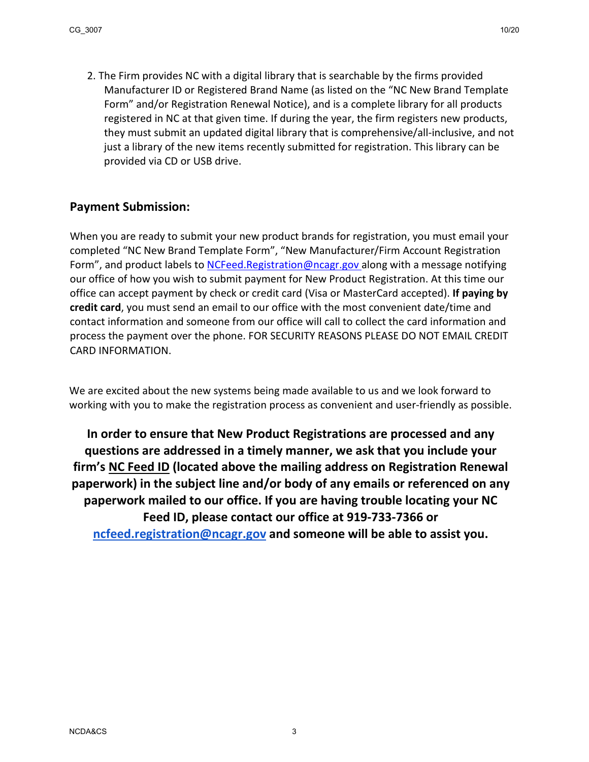2. The Firm provides NC with a digital library that is searchable by the firms provided Manufacturer ID or Registered Brand Name (as listed on the "NC New Brand Template Form" and/or Registration Renewal Notice), and is a complete library for all products registered in NC at that given time. If during the year, the firm registers new products, they must submit an updated digital library that is comprehensive/all-inclusive, and not just a library of the new items recently submitted for registration. This library can be provided via CD or USB drive.

## Payment Submission:

When you are ready to submit your new product brands for registration, you must email your completed "NC New Brand Template Form", "New Manufacturer/Firm Account Registration Form", and product labels to NCFeed.Registration@ncagr.gov along with a message notifying our office of how you wish to submit payment for New Product Registration. At this time our office can accept payment by check or credit card (Visa or MasterCard accepted). **If paying by credit card**, you must send an email to our office with the most convenient date/time and contact information and someone from our office will call to collect the card information and process the payment over the phone. FOR SECURITY REASONS PLEASE DO NOT EMAIL CREDIT CARD INFORMATION.

We are excited about the new systems being made available to us and we look forward to working with you to make the registration process as convenient and user-friendly as possible.

**In order to ensure that New Product Registrations are processed and any questions are addressed in a timely manner, we ask that you include your firm's NC Feed ID (located above the mailing address on Registration Renewal paperwork) in the subject line and/or body of any emails or referenced on any paperwork mailed to our office. If you are having trouble locating your NC Feed ID, please contact our office at 919-733-7366 or ncfeed.registration@ncagr.gov and someone will be able to assist you.**